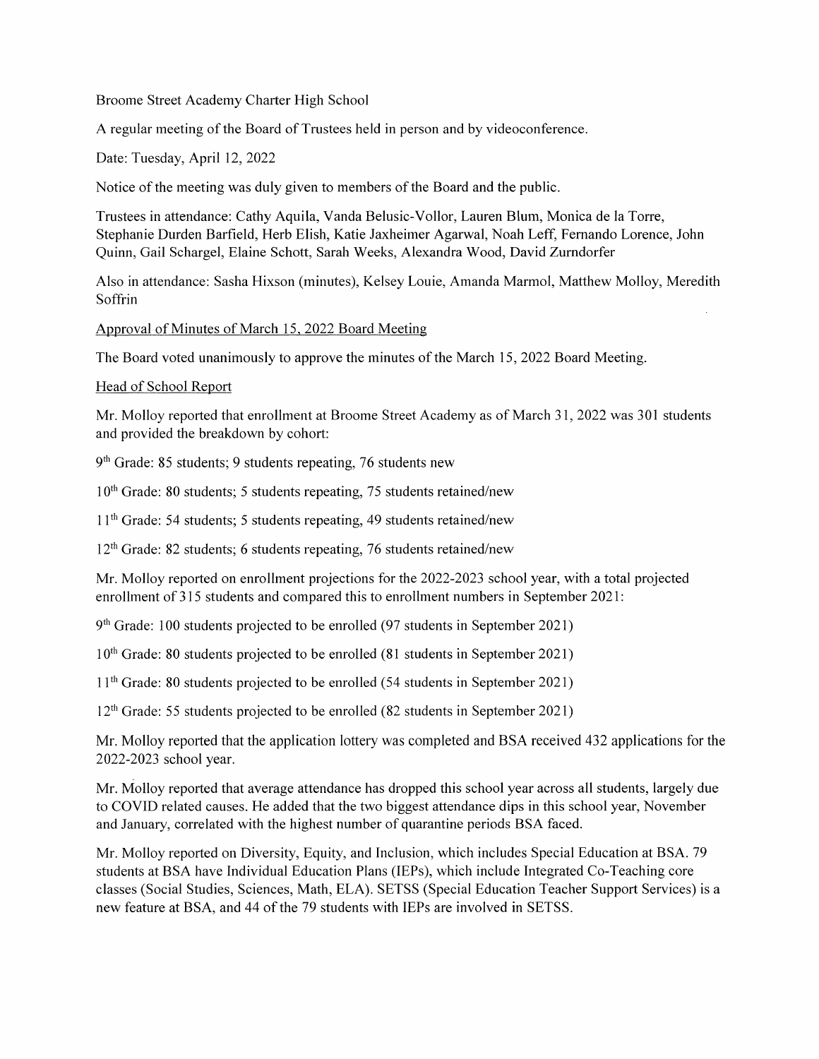Broome Street Academy Charter High School

A regular meeting of the Board of Trustees held in person and by videoconference.

Date: Tuesday, April 12, 2022

Notice of the meeting was duly given to members of the Board and the public.

Trustees in attendance: Cathy Aquila, Vanda Belusic-Vollor, Lauren Blum, Monica de la Torre, Stephanie Durden Barfield, Herb Elish, Katie Jaxheimer Agarwal, Noah Leff, Fernando Lorence, John Quinn, Gail Schargel, Elaine Schott, Sarah Weeks, Alexandra Wood, David Zurndorfer

Also in attendance: Sasha Hixson (minutes), Kelsey Louie, Amanda Marmol, Matthew Molloy, Meredith Soffrin

<u>Approval of Minutes of March 15, 2022 Board Meeting</u>

The Board voted unanimously to approve the minutes of the March 15, 2022 Board Meeting.

<u>Head of School Report</u>

Mr. Molloy reported that enrollment at Broome Street Academy as of March 31, 2022 was 301 students and provided the breakdown by cohort:

9th Grade: 85 students; 9 students repeating, 76 students new

10th Grade: 80 students; 5 students repeating, 75 students retained/new

11th Grade: 54 students; 5 students repeating, 49 students retained/new

12th Grade: 82 students; 6 students repeating, 76 students retained/new

Mr. Molloy reported on enrollment projections for the 2022-2023 school year, with a total projected enrollment of 315 students and compared this to enrollment numbers in September 2021:

9th Grade: 100 students projected to be enrolled (97 students in September 2021)

10th Grade: 80 students projected to be enrolled (81 students in September 2021)

11th Grade: 80 students projected to be enrolled (54 students in September 2021)

12th Grade: 55 students projected to be enrolled (82 students in September 2021)

Mr. Molloy reported that the application lottery was completed and BSA received 432 applications for the 2022-2023 school year.

Mr. Molloy reported that average attendance has dropped this school year across all students, largely due to COVID related causes. He added that the two biggest attendance dips in this school year, November and January, correlated with the highest number of quarantine periods BSA faced.

Mr. Molloy reported on Diversity, Equity, and Inclusion, which includes Special Education at BSA. 79 students at BSA have Individual Education Plans (IEPs), which include Integrated Co-Teaching core classes (Social Studies, Sciences, Math, ELA). SETSS (Special Education Teacher Support Services) is a new feature at BSA, and 44 of the 79 students with IEPs are involved in SETSS.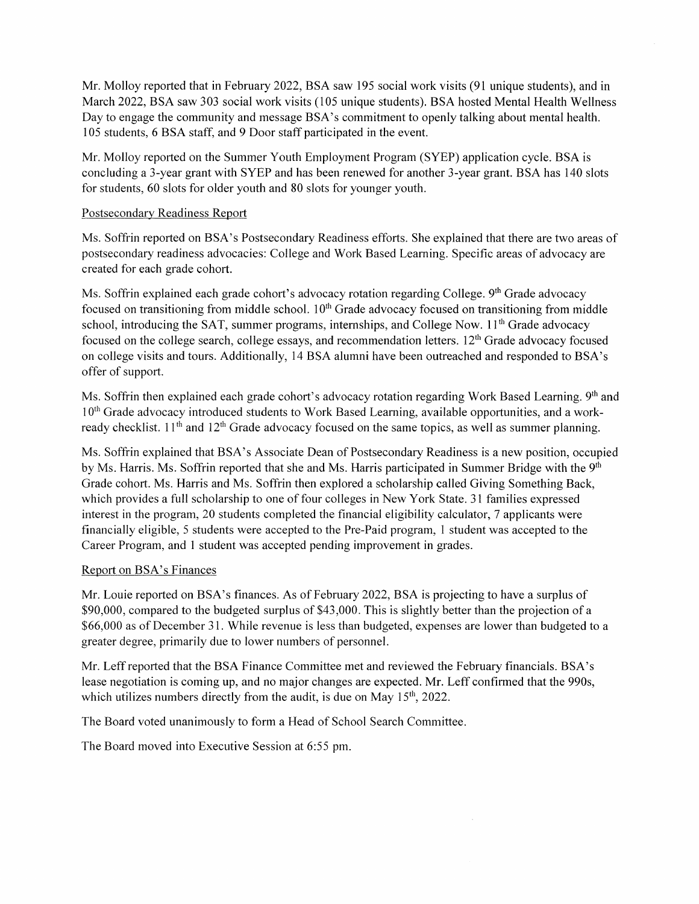Mr. Molloy reported that in February 2022, BSA saw 195 social work visits (91 unique students), and in March 2022, BSA saw 303 social work visits (105 unique students). BSA hosted Mental Health Wellness Day to engage the community and message BSA's commitment to openly talking about mental health. 105 students, 6 BSA staff, and 9 Door staff participated in the event.

Mr. Molloy reported on the Summer Youth Employment Program (SYEP) application cycle. BSA is concluding a 3-year grant with SYEP and has been renewed for another 3-year grant. BSA has 140 slots for students, 60 slots for older youth and 80 slots for younger youth.

## Postsecondary Readiness Report

Ms. Soffrin reported on BSA's Postsecondary Readiness efforts. She explained that there are two areas of postsecondary readiness advocacies: College and Work Based Learning. Specific areas of advocacy are created for each grade cohort.

Ms. Soffrin explained each grade cohort's advocacy rotation regarding College. 9th Grade advocacy focused on transitioning from middle school. 10th Grade advocacy focused on transitioning from middle school, introducing the SAT, summer programs, internships, and College Now. 11th Grade advocacy focused on the college search, college essays, and recommendation letters. 12th Grade advocacy focused on college visits and tours. Additionally, 14 BSA alumni have been outreached and responded to BSA's offer of support.

Ms. Soffrin then explained each grade cohort's advocacy rotation regarding Work Based Learning. 9th and 10th Grade advocacy introduced students to Work Based Learning, available opportunities, and a work-ready checklist. 11th and 12th Grade advocacy focused on the same topics, as well as summer planning.

Ms. Soffrin explained that BSA's Associate Dean of Postsecondary Readiness is a new position, occupied by Ms. Harris. Ms. Soffrin reported that she and Ms. Harris participated in Summer Bridge with the 9th Grade cohort. Ms. Harris and Ms. Soffrin then explored a scholarship called Giving Something Back, which provides a full scholarship to one of four colleges in New York State. 31 families expressed interest in the program, 20 students completed the financial eligibility calculator, 7 applicants were financially eligible, 5 students were accepted to the Pre-Paid program, 1 student was accepted to the Career Program, and 1 student was accepted pending improvement in grades.

## Report on BSA's Finances

Mr. Louie reported on BSA's finances. As of February 2022, BSA is projecting to have a surplus of $90,000, compared to the budgeted surplus of $43,000. This is slightly better than the projection of a $66,000 as of December 31. While revenue is less than budgeted, expenses are lower than budgeted to a greater degree, primarily due to lower numbers of personnel.

Mr. Leff reported that the BSA Finance Committee met and reviewed the February financials. BSA's lease negotiation is coming up, and no major changes are expected. Mr. Leff confirmed that the 990s, which utilizes numbers directly from the audit, is due on May 15th, 2022.

The Board voted unanimously to form a Head of School Search Committee.

The Board moved into Executive Session at 6:55 pm.